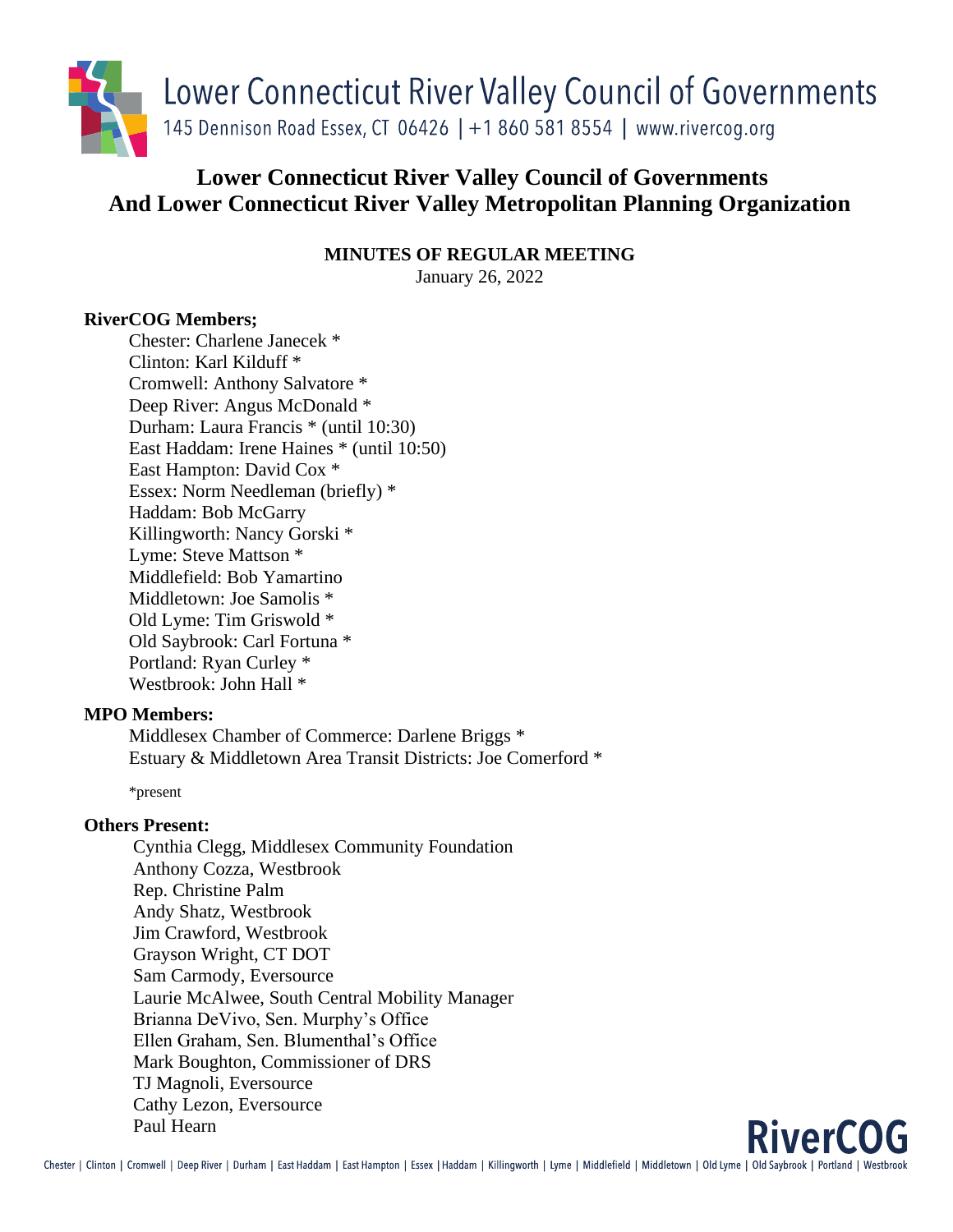Lower Connecticut River Valley Council of Governments
145 Dennison Road Essex, CT 06426 | +1 860 581 8554 | www.rivercog.org

# Lower Connecticut River Valley Council of Governments And Lower Connecticut River Valley Metropolitan Planning Organization

**MINUTES OF REGULAR MEETING**

January 26, 2022

**RiverCOG Members;**

Chester: Charlene Janecek *
Clinton: Karl Kilduff *
Cromwell: Anthony Salvatore *
Deep River: Angus McDonald *
Durham: Laura Francis * (until 10:30)
East Haddam: Irene Haines * (until 10:50)
East Hampton: David Cox *
Essex: Norm Needleman (briefly) *
Haddam: Bob McGarry
Killingworth: Nancy Gorski *
Lyme: Steve Mattson *
Middlefield: Bob Yamartino
Middletown: Joe Samolis *
Old Lyme: Tim Griswold *
Old Saybrook: Carl Fortuna *
Portland: Ryan Curley *
Westbrook: John Hall *

**MPO Members:**

Middlesex Chamber of Commerce: Darlene Briggs *
Estuary & Middletown Area Transit Districts: Joe Comerford *

*present

**Others Present:**

Cynthia Clegg, Middlesex Community Foundation
Anthony Cozza, Westbrook
Rep. Christine Palm
Andy Shatz, Westbrook
Jim Crawford, Westbrook
Grayson Wright, CT DOT
Sam Carmody, Eversource
Laurie McAlwee, South Central Mobility Manager
Brianna DeVivo, Sen. Murphy's Office
Ellen Graham, Sen. Blumenthal's Office
Mark Boughton, Commissioner of DRS
TJ Magnoli, Eversource
Cathy Lezon, Eversource
Paul Hearn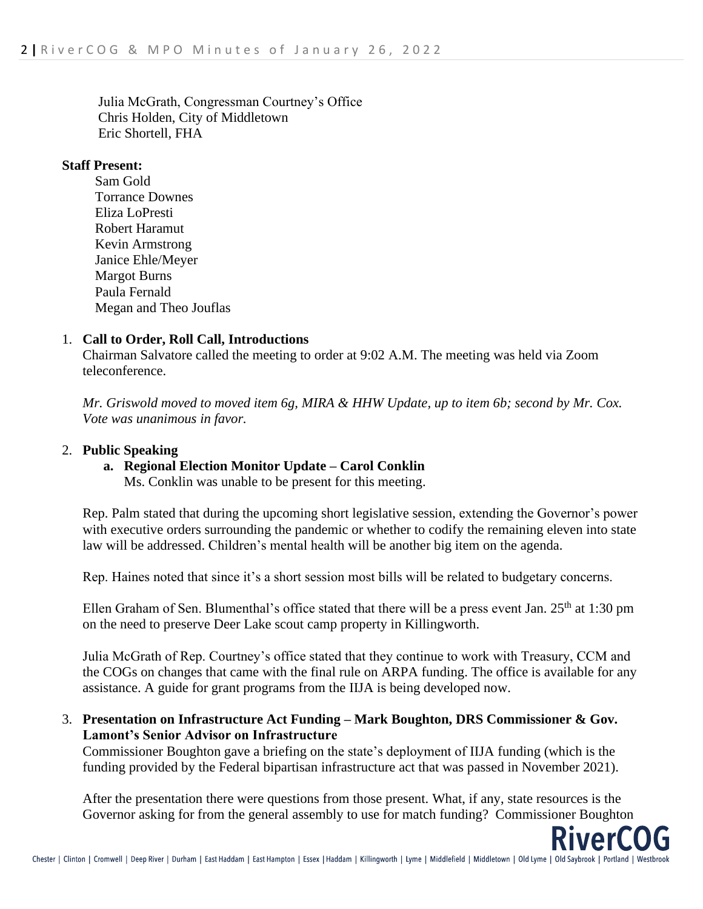Julia McGrath, Congressman Courtney's Office
Chris Holden, City of Middletown
Eric Shortell, FHA

**Staff Present:**

Sam Gold
Torrance Downes
Eliza LoPresti
Robert Haramut
Kevin Armstrong
Janice Ehle/Meyer
Margot Burns
Paula Fernald
Megan and Theo Jouflas

1. **Call to Order, Roll Call, Introductions**

   Chairman Salvatore called the meeting to order at 9:02 A.M. The meeting was held via Zoom teleconference.

   *Mr. Griswold moved to moved item 6g, MIRA & HHW Update, up to item 6b; second by Mr. Cox. Vote was unanimous in favor.*

2. **Public Speaking**

   **a. Regional Election Monitor Update – Carol Conklin**

   Ms. Conklin was unable to be present for this meeting.

   Rep. Palm stated that during the upcoming short legislative session, extending the Governor's power with executive orders surrounding the pandemic or whether to codify the remaining eleven into state law will be addressed. Children's mental health will be another big item on the agenda.

   Rep. Haines noted that since it's a short session most bills will be related to budgetary concerns.

   Ellen Graham of Sen. Blumenthal's office stated that there will be a press event Jan. 25th at 1:30 pm on the need to preserve Deer Lake scout camp property in Killingworth.

   Julia McGrath of Rep. Courtney's office stated that they continue to work with Treasury, CCM and the COGs on changes that came with the final rule on ARPA funding. The office is available for any assistance. A guide for grant programs from the IIJA is being developed now.

3. **Presentation on Infrastructure Act Funding – Mark Boughton, DRS Commissioner & Gov. Lamont's Senior Advisor on Infrastructure**

   Commissioner Boughton gave a briefing on the state's deployment of IIJA funding (which is the funding provided by the Federal bipartisan infrastructure act that was passed in November 2021).

   After the presentation there were questions from those present. What, if any, state resources is the Governor asking for from the general assembly to use for match funding? Commissioner Boughton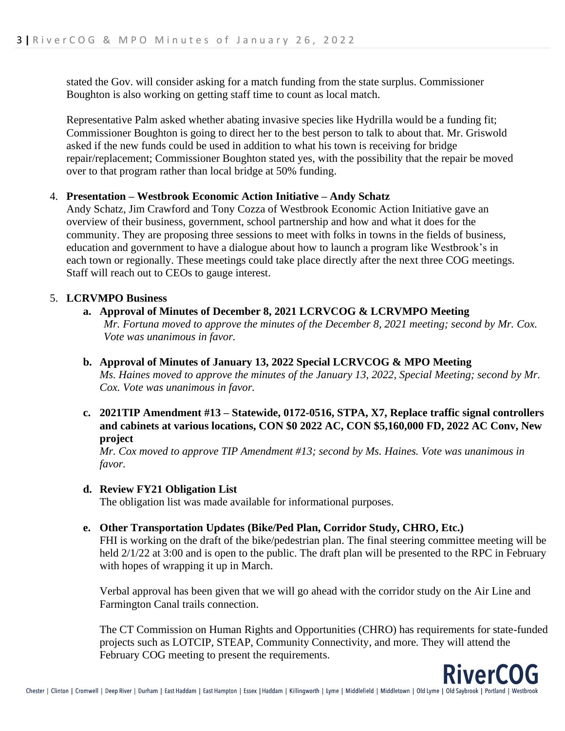stated the Gov. will consider asking for a match funding from the state surplus. Commissioner Boughton is also working on getting staff time to count as local match.

Representative Palm asked whether abating invasive species like Hydrilla would be a funding fit; Commissioner Boughton is going to direct her to the best person to talk to about that. Mr. Griswold asked if the new funds could be used in addition to what his town is receiving for bridge repair/replacement; Commissioner Boughton stated yes, with the possibility that the repair be moved over to that program rather than local bridge at 50% funding.

4. **Presentation – Westbrook Economic Action Initiative – Andy Schatz**
   Andy Schatz, Jim Crawford and Tony Cozza of Westbrook Economic Action Initiative gave an overview of their business, government, school partnership and how and what it does for the community. They are proposing three sessions to meet with folks in towns in the fields of business, education and government to have a dialogue about how to launch a program like Westbrook's in each town or regionally. These meetings could take place directly after the next three COG meetings. Staff will reach out to CEOs to gauge interest.

5. **LCRVMPO Business**

   a. **Approval of Minutes of December 8, 2021 LCRVCOG & LCRVMPO Meeting**
   *Mr. Fortuna moved to approve the minutes of the December 8, 2021 meeting; second by Mr. Cox. Vote was unanimous in favor.*

   b. **Approval of Minutes of January 13, 2022 Special LCRVCOG & MPO Meeting**
   *Ms. Haines moved to approve the minutes of the January 13, 2022, Special Meeting; second by Mr. Cox. Vote was unanimous in favor.*

   c. **2021TIP Amendment #13 – Statewide, 0172-0516, STPA, X7, Replace traffic signal controllers and cabinets at various locations, CON $0 2022 AC, CON $5,160,000 FD, 2022 AC Conv, New project**
   *Mr. Cox moved to approve TIP Amendment #13; second by Ms. Haines. Vote was unanimous in favor.*

   d. **Review FY21 Obligation List**
   The obligation list was made available for informational purposes.

   e. **Other Transportation Updates (Bike/Ped Plan, Corridor Study, CHRO, Etc.)**
   FHI is working on the draft of the bike/pedestrian plan. The final steering committee meeting will be held 2/1/22 at 3:00 and is open to the public. The draft plan will be presented to the RPC in February with hopes of wrapping it up in March.

   Verbal approval has been given that we will go ahead with the corridor study on the Air Line and Farmington Canal trails connection.

   The CT Commission on Human Rights and Opportunities (CHRO) has requirements for state-funded projects such as LOTCIP, STEAP, Community Connectivity, and more. They will attend the February COG meeting to present the requirements.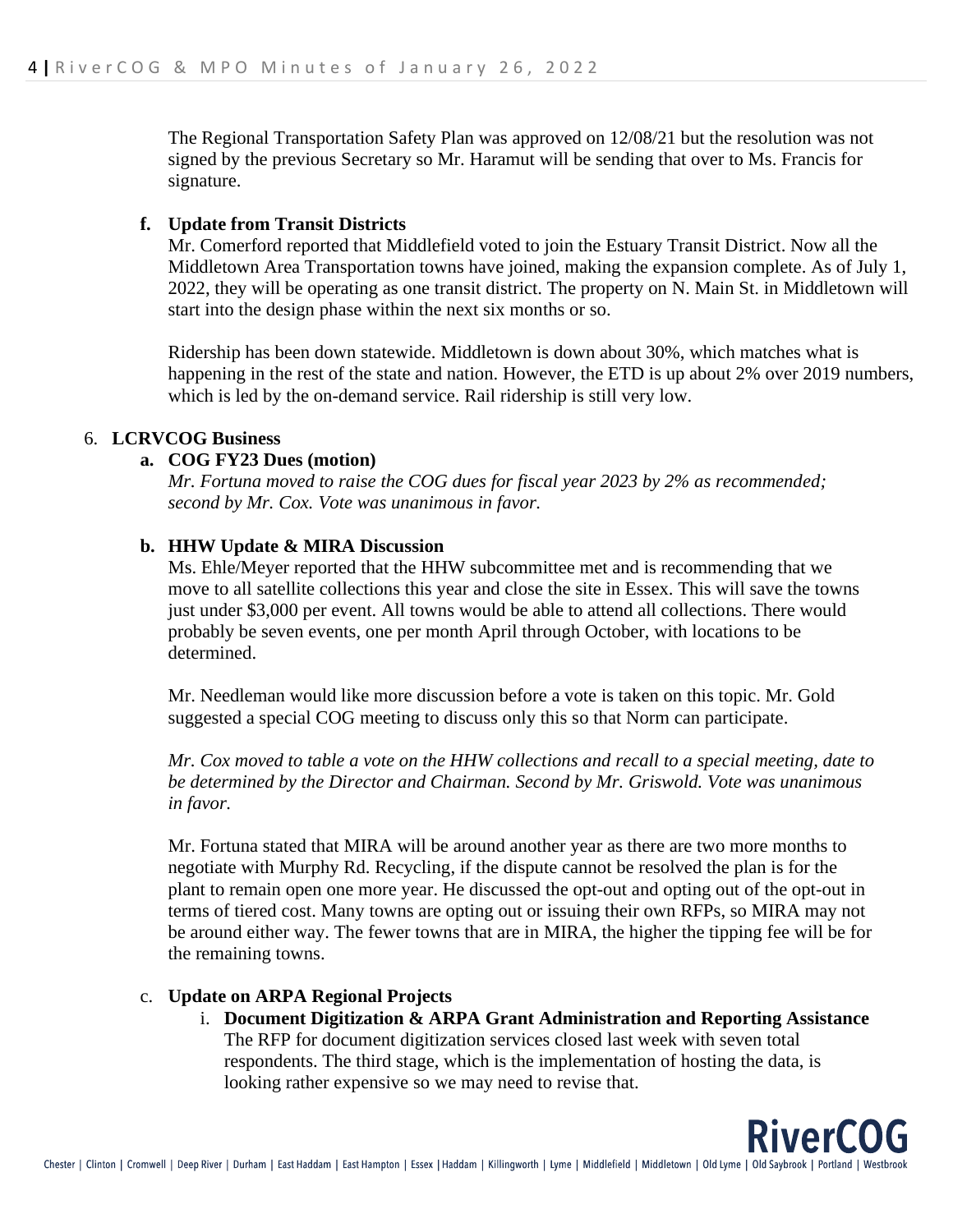The Regional Transportation Safety Plan was approved on 12/08/21 but the resolution was not signed by the previous Secretary so Mr. Haramut will be sending that over to Ms. Francis for signature.

**f. Update from Transit Districts**

Mr. Comerford reported that Middlefield voted to join the Estuary Transit District. Now all the Middletown Area Transportation towns have joined, making the expansion complete. As of July 1, 2022, they will be operating as one transit district. The property on N. Main St. in Middletown will start into the design phase within the next six months or so.

Ridership has been down statewide. Middletown is down about 30%, which matches what is happening in the rest of the state and nation. However, the ETD is up about 2% over 2019 numbers, which is led by the on-demand service. Rail ridership is still very low.

6. **LCRVCOG Business**

**a. COG FY23 Dues (motion)**

*Mr. Fortuna moved to raise the COG dues for fiscal year 2023 by 2% as recommended; second by Mr. Cox. Vote was unanimous in favor.*

**b. HHW Update & MIRA Discussion**

Ms. Ehle/Meyer reported that the HHW subcommittee met and is recommending that we move to all satellite collections this year and close the site in Essex. This will save the towns just under $3,000 per event. All towns would be able to attend all collections. There would probably be seven events, one per month April through October, with locations to be determined.

Mr. Needleman would like more discussion before a vote is taken on this topic. Mr. Gold suggested a special COG meeting to discuss only this so that Norm can participate.

*Mr. Cox moved to table a vote on the HHW collections and recall to a special meeting, date to be determined by the Director and Chairman. Second by Mr. Griswold. Vote was unanimous in favor.*

Mr. Fortuna stated that MIRA will be around another year as there are two more months to negotiate with Murphy Rd. Recycling, if the dispute cannot be resolved the plan is for the plant to remain open one more year. He discussed the opt-out and opting out of the opt-out in terms of tiered cost. Many towns are opting out or issuing their own RFPs, so MIRA may not be around either way. The fewer towns that are in MIRA, the higher the tipping fee will be for the remaining towns.

c. **Update on ARPA Regional Projects**

i. **Document Digitization & ARPA Grant Administration and Reporting Assistance**

The RFP for document digitization services closed last week with seven total respondents. The third stage, which is the implementation of hosting the data, is looking rather expensive so we may need to revise that.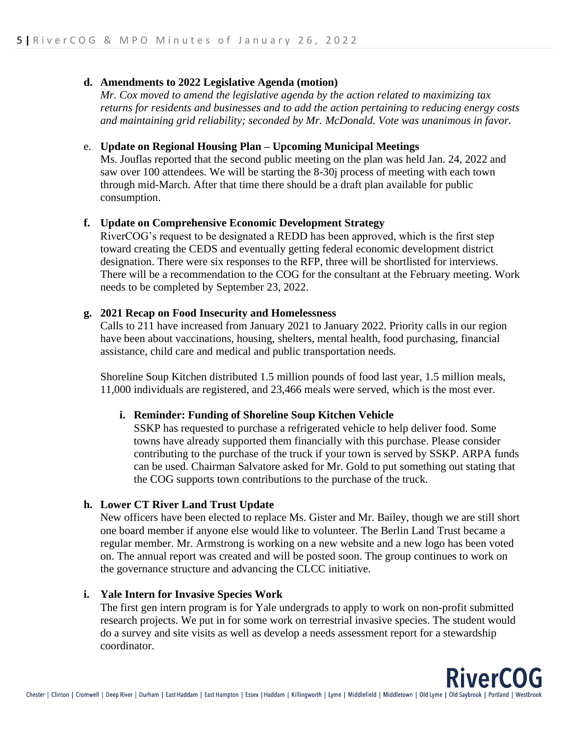**d. Amendments to 2022 Legislative Agenda (motion)**

*Mr. Cox moved to amend the legislative agenda by the action related to maximizing tax returns for residents and businesses and to add the action pertaining to reducing energy costs and maintaining grid reliability; seconded by Mr. McDonald. Vote was unanimous in favor.*

e. **Update on Regional Housing Plan – Upcoming Municipal Meetings**

Ms. Jouflas reported that the second public meeting on the plan was held Jan. 24, 2022 and saw over 100 attendees. We will be starting the 8-30j process of meeting with each town through mid-March. After that time there should be a draft plan available for public consumption.

**f. Update on Comprehensive Economic Development Strategy**

RiverCOG's request to be designated a REDD has been approved, which is the first step toward creating the CEDS and eventually getting federal economic development district designation. There were six responses to the RFP, three will be shortlisted for interviews. There will be a recommendation to the COG for the consultant at the February meeting. Work needs to be completed by September 23, 2022.

**g. 2021 Recap on Food Insecurity and Homelessness**

Calls to 211 have increased from January 2021 to January 2022. Priority calls in our region have been about vaccinations, housing, shelters, mental health, food purchasing, financial assistance, child care and medical and public transportation needs.

Shoreline Soup Kitchen distributed 1.5 million pounds of food last year, 1.5 million meals, 11,000 individuals are registered, and 23,466 meals were served, which is the most ever.

**i. Reminder: Funding of Shoreline Soup Kitchen Vehicle**

SSKP has requested to purchase a refrigerated vehicle to help deliver food. Some towns have already supported them financially with this purchase. Please consider contributing to the purchase of the truck if your town is served by SSKP. ARPA funds can be used. Chairman Salvatore asked for Mr. Gold to put something out stating that the COG supports town contributions to the purchase of the truck.

**h. Lower CT River Land Trust Update**

New officers have been elected to replace Ms. Gister and Mr. Bailey, though we are still short one board member if anyone else would like to volunteer. The Berlin Land Trust became a regular member. Mr. Armstrong is working on a new website and a new logo has been voted on. The annual report was created and will be posted soon. The group continues to work on the governance structure and advancing the CLCC initiative.

**i. Yale Intern for Invasive Species Work**

The first gen intern program is for Yale undergrads to apply to work on non-profit submitted research projects. We put in for some work on terrestrial invasive species. The student would do a survey and site visits as well as develop a needs assessment report for a stewardship coordinator.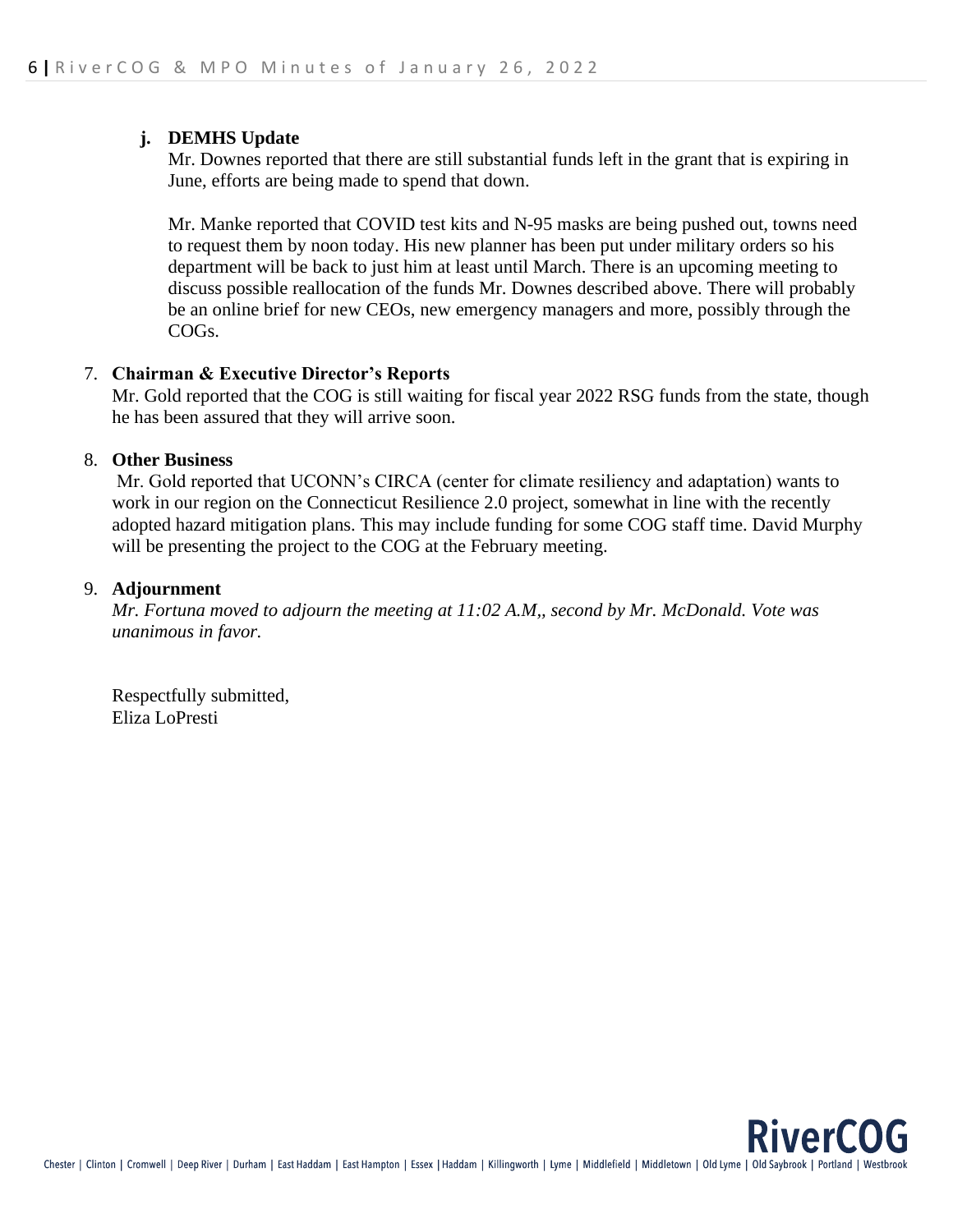**j. DEMHS Update**

Mr. Downes reported that there are still substantial funds left in the grant that is expiring in June, efforts are being made to spend that down.

Mr. Manke reported that COVID test kits and N-95 masks are being pushed out, towns need to request them by noon today. His new planner has been put under military orders so his department will be back to just him at least until March. There is an upcoming meeting to discuss possible reallocation of the funds Mr. Downes described above. There will probably be an online brief for new CEOs, new emergency managers and more, possibly through the COGs.

7. **Chairman & Executive Director's Reports**

Mr. Gold reported that the COG is still waiting for fiscal year 2022 RSG funds from the state, though he has been assured that they will arrive soon.

8. **Other Business**

Mr. Gold reported that UCONN's CIRCA (center for climate resiliency and adaptation) wants to work in our region on the Connecticut Resilience 2.0 project, somewhat in line with the recently adopted hazard mitigation plans. This may include funding for some COG staff time. David Murphy will be presenting the project to the COG at the February meeting.

9. **Adjournment**

*Mr. Fortuna moved to adjourn the meeting at 11:02 A.M,, second by Mr. McDonald. Vote was unanimous in favor.*

Respectfully submitted,
Eliza LoPresti